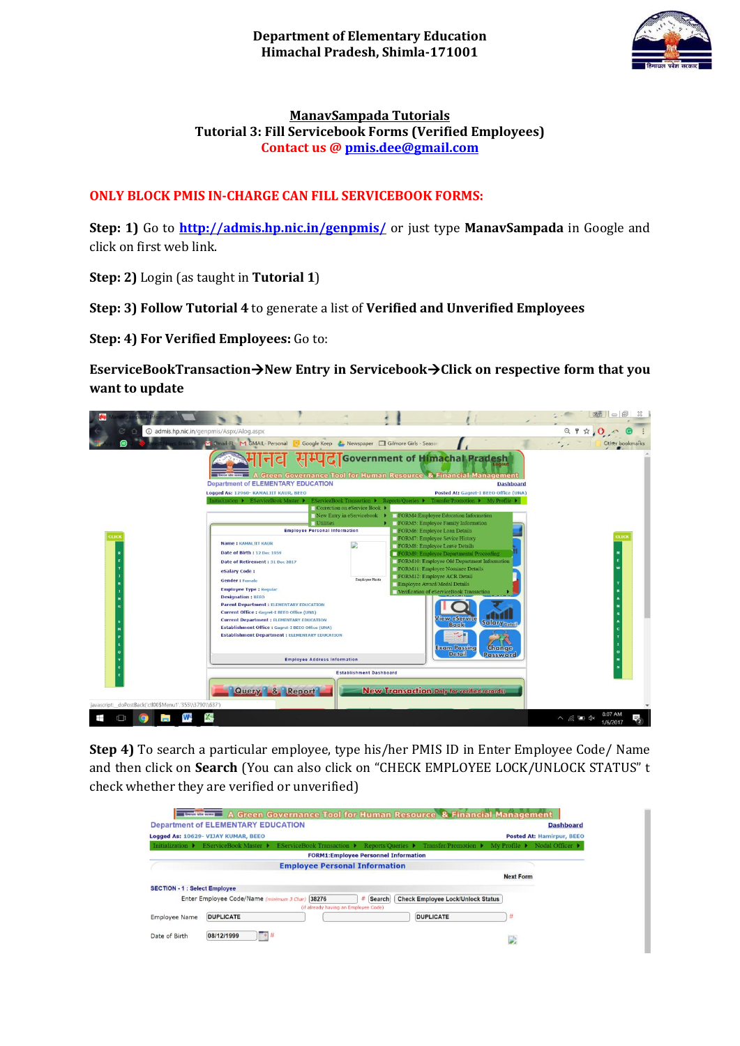**Department of Elementary Education**
**Himachal Pradesh, Shimla-171001**

## ManavSampada Tutorials

## Tutorial 3: Fill Servicebook Forms (Verified Employees)

**Contact us @ [pmis.dee@gmail.com](mailto:pmis.dee@gmail.com)**

**ONLY BLOCK PMIS IN-CHARGE CAN FILL SERVICEBOOK FORMS:**

**Step: 1)** Go to [http://admis.hp.nic.in/genpmis/](http://admis.hp.nic.in/genpmis/) or just type **ManavSampada** in Google and click on first web link.

**Step: 2)** Login (as taught in **Tutorial 1**)

**Step: 3) Follow Tutorial 4** to generate a list of **Verified and Unverified Employees**

**Step: 4) For Verified Employees:** Go to:

**EserviceBookTransaction→New Entry in Servicebook→Click on respective form that you want to update**

**Step 4)** To search a particular employee, type his/her PMIS ID in Enter Employee Code/ Name and then click on **Search** (You can also click on "CHECK EMPLOYEE LOCK/UNLOCK STATUS" t check whether they are verified or unverified)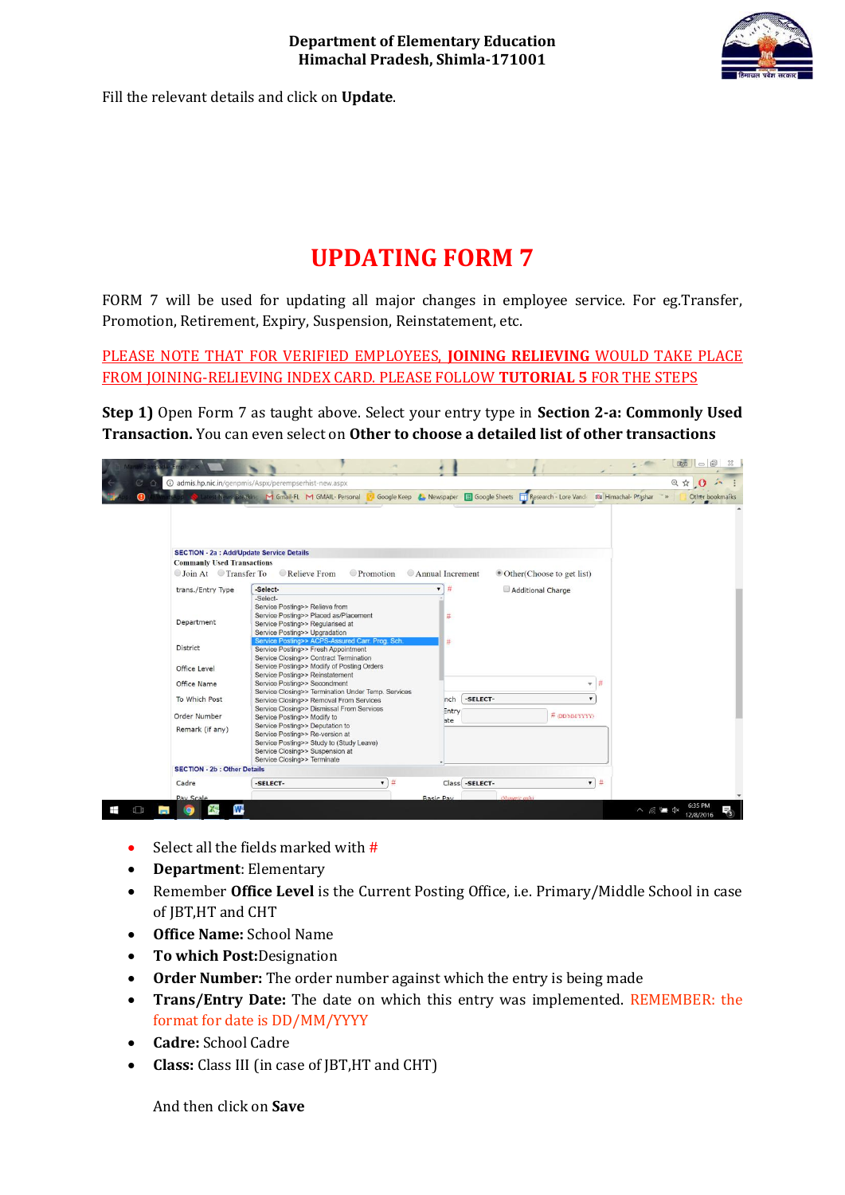Fill the relevant details and click on **Update**.

# UPDATING FORM 7

FORM 7 will be used for updating all major changes in employee service. For eg.Transfer, Promotion, Retirement, Expiry, Suspension, Reinstatement, etc.

PLEASE NOTE THAT FOR VERIFIED EMPLOYEES, **JOINING RELIEVING** WOULD TAKE PLACE FROM JOINING-RELIEVING INDEX CARD. PLEASE FOLLOW **TUTORIAL 5** FOR THE STEPS

**Step 1)** Open Form 7 as taught above. Select your entry type in **Section 2-a: Commonly Used Transaction.** You can even select on **Other to choose a detailed list of other transactions**

- Select all the fields marked with #
- **Department**: Elementary
- Remember **Office Level** is the Current Posting Office, i.e. Primary/Middle School in case of JBT,HT and CHT
- **Office Name:** School Name
- **To which Post:**Designation
- **Order Number:** The order number against which the entry is being made
- **Trans/Entry Date:** The date on which this entry was implemented. REMEMBER: the format for date is DD/MM/YYYY
- **Cadre:** School Cadre
- **Class:** Class III (in case of JBT,HT and CHT)

And then click on **Save**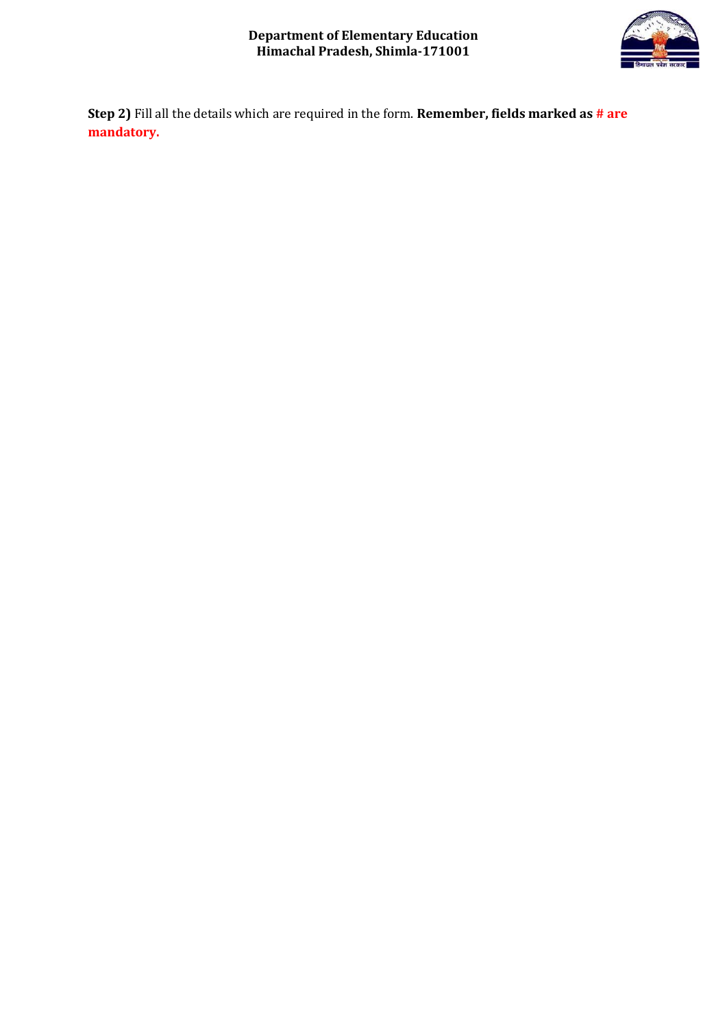**Step 2)** Fill all the details which are required in the form. **Remember, fields marked as # are mandatory.**